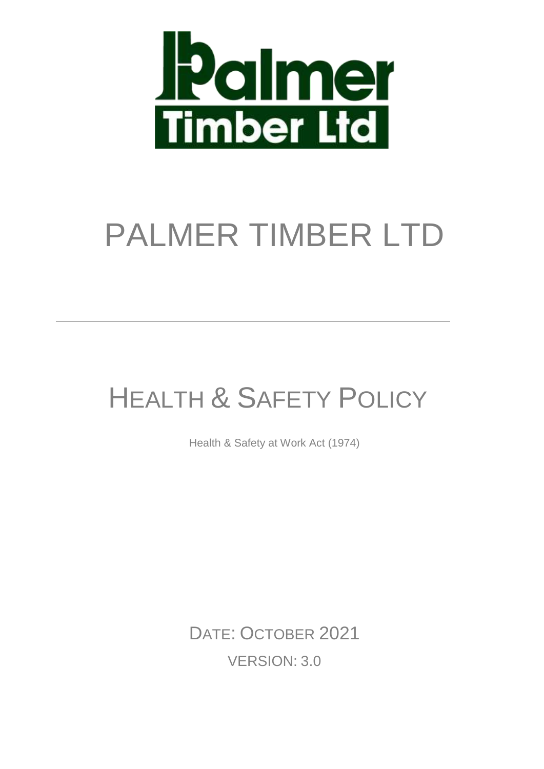# PALMER TIMBER LTD

---

## HEALTH & SAFETY POLICY

Health & Safety at Work Act (1974)

DATE: OCTOBER 2021

VERSION: 3.0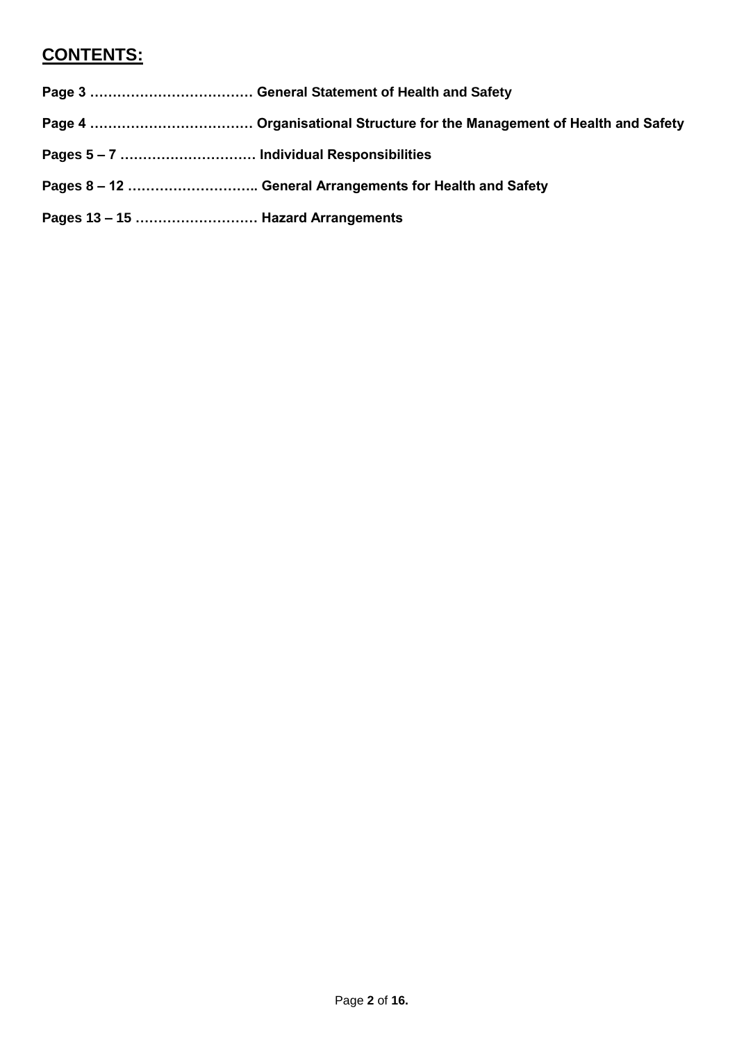## CONTENTS:

**Page 3 ……………………………… General Statement of Health and Safety**

**Page 4 ……………………………… Organisational Structure for the Management of Health and Safety**

**Pages 5 – 7 ………………………… Individual Responsibilities**

**Pages 8 – 12 ……………………….. General Arrangements for Health and Safety**

**Pages 13 – 15 ……………………… Hazard Arrangements**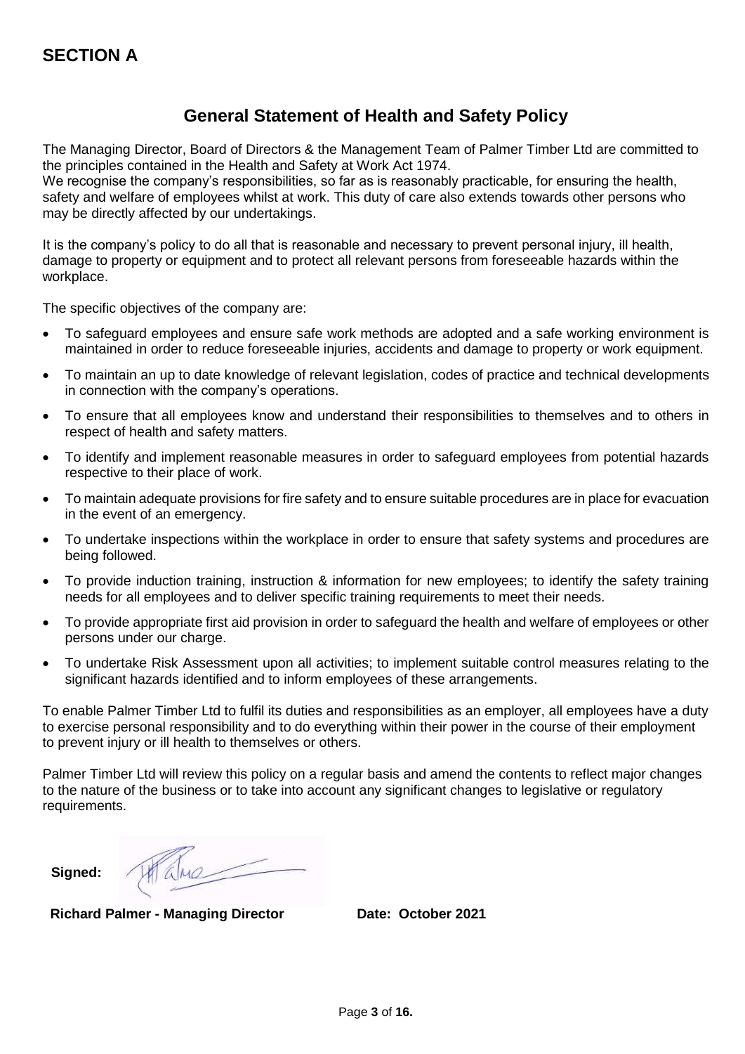# SECTION A

## General Statement of Health and Safety Policy

The Managing Director, Board of Directors & the Management Team of Palmer Timber Ltd are committed to the principles contained in the Health and Safety at Work Act 1974.
We recognise the company's responsibilities, so far as is reasonably practicable, for ensuring the health, safety and welfare of employees whilst at work. This duty of care also extends towards other persons who may be directly affected by our undertakings.

It is the company's policy to do all that is reasonable and necessary to prevent personal injury, ill health, damage to property or equipment and to protect all relevant persons from foreseeable hazards within the workplace.

The specific objectives of the company are:

- To safeguard employees and ensure safe work methods are adopted and a safe working environment is maintained in order to reduce foreseeable injuries, accidents and damage to property or work equipment.
- To maintain an up to date knowledge of relevant legislation, codes of practice and technical developments in connection with the company's operations.
- To ensure that all employees know and understand their responsibilities to themselves and to others in respect of health and safety matters.
- To identify and implement reasonable measures in order to safeguard employees from potential hazards respective to their place of work.
- To maintain adequate provisions for fire safety and to ensure suitable procedures are in place for evacuation in the event of an emergency.
- To undertake inspections within the workplace in order to ensure that safety systems and procedures are being followed.
- To provide induction training, instruction & information for new employees; to identify the safety training needs for all employees and to deliver specific training requirements to meet their needs.
- To provide appropriate first aid provision in order to safeguard the health and welfare of employees or other persons under our charge.
- To undertake Risk Assessment upon all activities; to implement suitable control measures relating to the significant hazards identified and to inform employees of these arrangements.

To enable Palmer Timber Ltd to fulfil its duties and responsibilities as an employer, all employees have a duty to exercise personal responsibility and to do everything within their power in the course of their employment to prevent injury or ill health to themselves or others.

Palmer Timber Ltd will review this policy on a regular basis and amend the contents to reflect major changes to the nature of the business or to take into account any significant changes to legislative or regulatory requirements.

**Signed:**

**Richard Palmer - Managing Director** **Date: October 2021**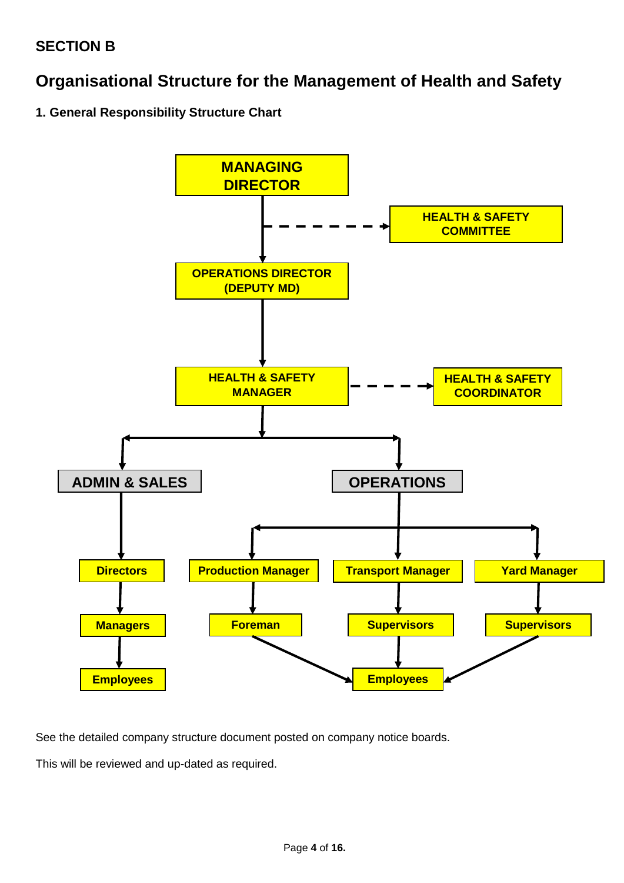## SECTION B

# Organisational Structure for the Management of Health and Safety

### 1. General Responsibility Structure Chart

MANAGING DIRECTOR

HEALTH & SAFETY COMMITTEE

OPERATIONS DIRECTOR (DEPUTY MD)

HEALTH & SAFETY MANAGER

HEALTH & SAFETY COORDINATOR

ADMIN & SALES

OPERATIONS

Directors

Production Manager

Transport Manager

Yard Manager

Managers

Foreman

Supervisors

Supervisors

Employees

Employees

See the detailed company structure document posted on company notice boards.

This will be reviewed and up-dated as required.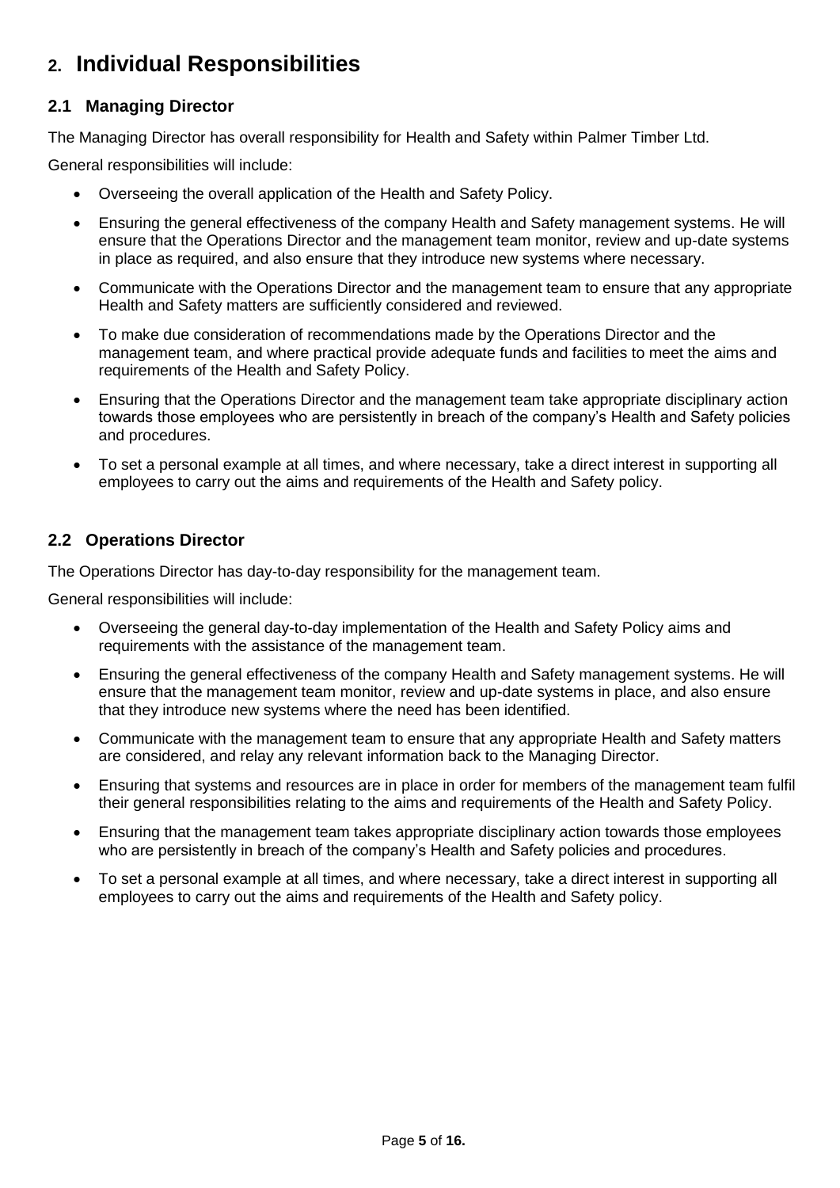# 2. Individual Responsibilities

## 2.1 Managing Director

The Managing Director has overall responsibility for Health and Safety within Palmer Timber Ltd.

General responsibilities will include:

- Overseeing the overall application of the Health and Safety Policy.
- Ensuring the general effectiveness of the company Health and Safety management systems. He will ensure that the Operations Director and the management team monitor, review and up-date systems in place as required, and also ensure that they introduce new systems where necessary.
- Communicate with the Operations Director and the management team to ensure that any appropriate Health and Safety matters are sufficiently considered and reviewed.
- To make due consideration of recommendations made by the Operations Director and the management team, and where practical provide adequate funds and facilities to meet the aims and requirements of the Health and Safety Policy.
- Ensuring that the Operations Director and the management team take appropriate disciplinary action towards those employees who are persistently in breach of the company's Health and Safety policies and procedures.
- To set a personal example at all times, and where necessary, take a direct interest in supporting all employees to carry out the aims and requirements of the Health and Safety policy.

## 2.2 Operations Director

The Operations Director has day-to-day responsibility for the management team.

General responsibilities will include:

- Overseeing the general day-to-day implementation of the Health and Safety Policy aims and requirements with the assistance of the management team.
- Ensuring the general effectiveness of the company Health and Safety management systems. He will ensure that the management team monitor, review and up-date systems in place, and also ensure that they introduce new systems where the need has been identified.
- Communicate with the management team to ensure that any appropriate Health and Safety matters are considered, and relay any relevant information back to the Managing Director.
- Ensuring that systems and resources are in place in order for members of the management team fulfil their general responsibilities relating to the aims and requirements of the Health and Safety Policy.
- Ensuring that the management team takes appropriate disciplinary action towards those employees who are persistently in breach of the company's Health and Safety policies and procedures.
- To set a personal example at all times, and where necessary, take a direct interest in supporting all employees to carry out the aims and requirements of the Health and Safety policy.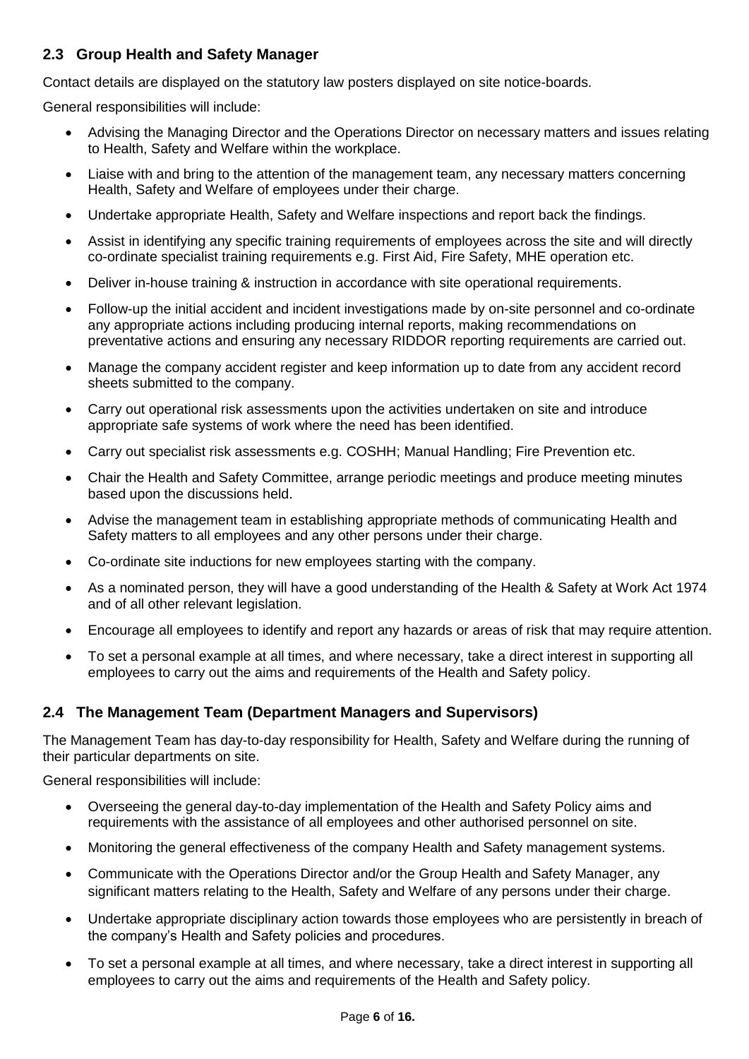### 2.3 Group Health and Safety Manager

Contact details are displayed on the statutory law posters displayed on site notice-boards.

General responsibilities will include:

- Advising the Managing Director and the Operations Director on necessary matters and issues relating to Health, Safety and Welfare within the workplace.
- Liaise with and bring to the attention of the management team, any necessary matters concerning Health, Safety and Welfare of employees under their charge.
- Undertake appropriate Health, Safety and Welfare inspections and report back the findings.
- Assist in identifying any specific training requirements of employees across the site and will directly co-ordinate specialist training requirements e.g. First Aid, Fire Safety, MHE operation etc.
- Deliver in-house training & instruction in accordance with site operational requirements.
- Follow-up the initial accident and incident investigations made by on-site personnel and co-ordinate any appropriate actions including producing internal reports, making recommendations on preventative actions and ensuring any necessary RIDDOR reporting requirements are carried out.
- Manage the company accident register and keep information up to date from any accident record sheets submitted to the company.
- Carry out operational risk assessments upon the activities undertaken on site and introduce appropriate safe systems of work where the need has been identified.
- Carry out specialist risk assessments e.g. COSHH; Manual Handling; Fire Prevention etc.
- Chair the Health and Safety Committee, arrange periodic meetings and produce meeting minutes based upon the discussions held.
- Advise the management team in establishing appropriate methods of communicating Health and Safety matters to all employees and any other persons under their charge.
- Co-ordinate site inductions for new employees starting with the company.
- As a nominated person, they will have a good understanding of the Health & Safety at Work Act 1974 and of all other relevant legislation.
- Encourage all employees to identify and report any hazards or areas of risk that may require attention.
- To set a personal example at all times, and where necessary, take a direct interest in supporting all employees to carry out the aims and requirements of the Health and Safety policy.

### 2.4 The Management Team (Department Managers and Supervisors)

The Management Team has day-to-day responsibility for Health, Safety and Welfare during the running of their particular departments on site.

General responsibilities will include:

- Overseeing the general day-to-day implementation of the Health and Safety Policy aims and requirements with the assistance of all employees and other authorised personnel on site.
- Monitoring the general effectiveness of the company Health and Safety management systems.
- Communicate with the Operations Director and/or the Group Health and Safety Manager, any significant matters relating to the Health, Safety and Welfare of any persons under their charge.
- Undertake appropriate disciplinary action towards those employees who are persistently in breach of the company's Health and Safety policies and procedures.
- To set a personal example at all times, and where necessary, take a direct interest in supporting all employees to carry out the aims and requirements of the Health and Safety policy.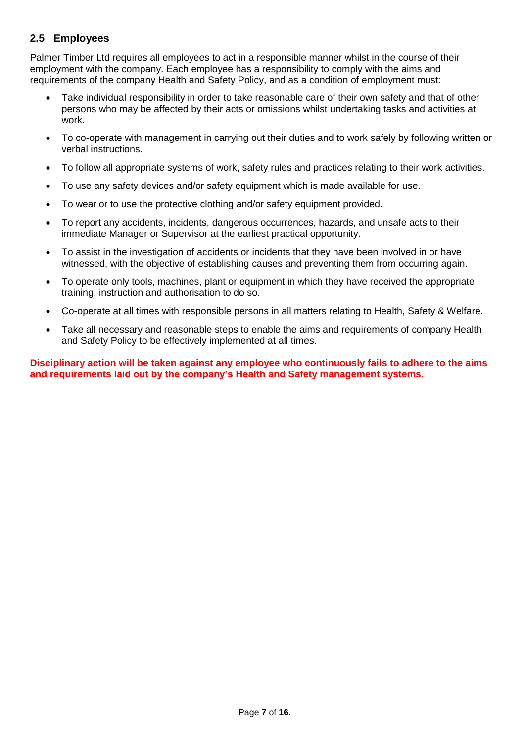## 2.5 Employees

Palmer Timber Ltd requires all employees to act in a responsible manner whilst in the course of their employment with the company. Each employee has a responsibility to comply with the aims and requirements of the company Health and Safety Policy, and as a condition of employment must:

- Take individual responsibility in order to take reasonable care of their own safety and that of other persons who may be affected by their acts or omissions whilst undertaking tasks and activities at work.
- To co-operate with management in carrying out their duties and to work safely by following written or verbal instructions.
- To follow all appropriate systems of work, safety rules and practices relating to their work activities.
- To use any safety devices and/or safety equipment which is made available for use.
- To wear or to use the protective clothing and/or safety equipment provided.
- To report any accidents, incidents, dangerous occurrences, hazards, and unsafe acts to their immediate Manager or Supervisor at the earliest practical opportunity.
- To assist in the investigation of accidents or incidents that they have been involved in or have witnessed, with the objective of establishing causes and preventing them from occurring again.
- To operate only tools, machines, plant or equipment in which they have received the appropriate training, instruction and authorisation to do so.
- Co-operate at all times with responsible persons in all matters relating to Health, Safety & Welfare.
- Take all necessary and reasonable steps to enable the aims and requirements of company Health and Safety Policy to be effectively implemented at all times.

**Disciplinary action will be taken against any employee who continuously fails to adhere to the aims and requirements laid out by the company's Health and Safety management systems.**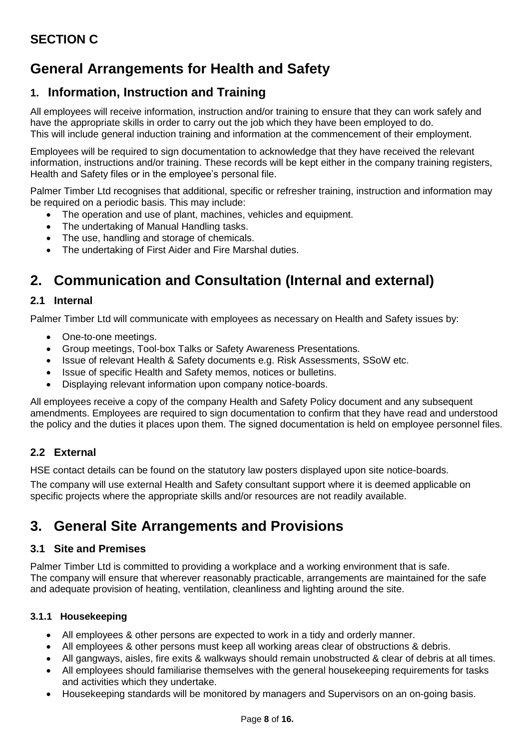## SECTION C

# General Arrangements for Health and Safety

## 1. Information, Instruction and Training

All employees will receive information, instruction and/or training to ensure that they can work safely and have the appropriate skills in order to carry out the job which they have been employed to do.
This will include general induction training and information at the commencement of their employment.

Employees will be required to sign documentation to acknowledge that they have received the relevant information, instructions and/or training. These records will be kept either in the company training registers, Health and Safety files or in the employee's personal file.

Palmer Timber Ltd recognises that additional, specific or refresher training, instruction and information may be required on a periodic basis. This may include:

- The operation and use of plant, machines, vehicles and equipment.
- The undertaking of Manual Handling tasks.
- The use, handling and storage of chemicals.
- The undertaking of First Aider and Fire Marshal duties.

# 2. Communication and Consultation (Internal and external)

### 2.1 Internal

Palmer Timber Ltd will communicate with employees as necessary on Health and Safety issues by:

- One-to-one meetings.
- Group meetings, Tool-box Talks or Safety Awareness Presentations.
- Issue of relevant Health & Safety documents e.g. Risk Assessments, SSoW etc.
- Issue of specific Health and Safety memos, notices or bulletins.
- Displaying relevant information upon company notice-boards.

All employees receive a copy of the company Health and Safety Policy document and any subsequent amendments. Employees are required to sign documentation to confirm that they have read and understood the policy and the duties it places upon them. The signed documentation is held on employee personnel files.

### 2.2 External

HSE contact details can be found on the statutory law posters displayed upon site notice-boards.

The company will use external Health and Safety consultant support where it is deemed applicable on specific projects where the appropriate skills and/or resources are not readily available.

# 3. General Site Arrangements and Provisions

### 3.1 Site and Premises

Palmer Timber Ltd is committed to providing a workplace and a working environment that is safe.
The company will ensure that wherever reasonably practicable, arrangements are maintained for the safe and adequate provision of heating, ventilation, cleanliness and lighting around the site.

#### 3.1.1 Housekeeping

- All employees & other persons are expected to work in a tidy and orderly manner.
- All employees & other persons must keep all working areas clear of obstructions & debris.
- All gangways, aisles, fire exits & walkways should remain unobstructed & clear of debris at all times.
- All employees should familiarise themselves with the general housekeeping requirements for tasks and activities which they undertake.
- Housekeeping standards will be monitored by managers and Supervisors on an on-going basis.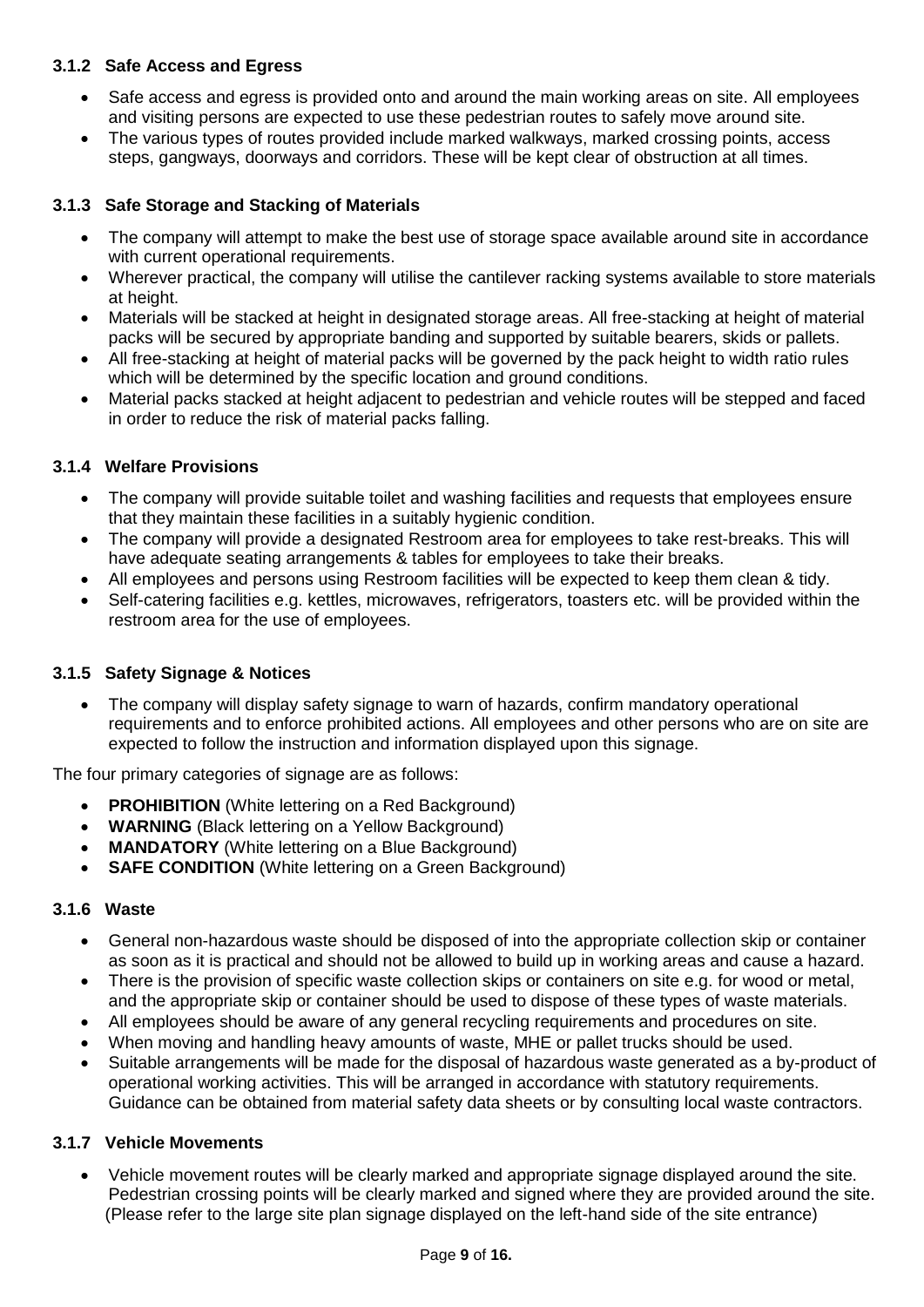### 3.1.2 Safe Access and Egress

- Safe access and egress is provided onto and around the main working areas on site. All employees and visiting persons are expected to use these pedestrian routes to safely move around site.
- The various types of routes provided include marked walkways, marked crossing points, access steps, gangways, doorways and corridors. These will be kept clear of obstruction at all times.

### 3.1.3 Safe Storage and Stacking of Materials

- The company will attempt to make the best use of storage space available around site in accordance with current operational requirements.
- Wherever practical, the company will utilise the cantilever racking systems available to store materials at height.
- Materials will be stacked at height in designated storage areas. All free-stacking at height of material packs will be secured by appropriate banding and supported by suitable bearers, skids or pallets.
- All free-stacking at height of material packs will be governed by the pack height to width ratio rules which will be determined by the specific location and ground conditions.
- Material packs stacked at height adjacent to pedestrian and vehicle routes will be stepped and faced in order to reduce the risk of material packs falling.

### 3.1.4 Welfare Provisions

- The company will provide suitable toilet and washing facilities and requests that employees ensure that they maintain these facilities in a suitably hygienic condition.
- The company will provide a designated Restroom area for employees to take rest-breaks. This will have adequate seating arrangements & tables for employees to take their breaks.
- All employees and persons using Restroom facilities will be expected to keep them clean & tidy.
- Self-catering facilities e.g. kettles, microwaves, refrigerators, toasters etc. will be provided within the restroom area for the use of employees.

### 3.1.5 Safety Signage & Notices

- The company will display safety signage to warn of hazards, confirm mandatory operational requirements and to enforce prohibited actions. All employees and other persons who are on site are expected to follow the instruction and information displayed upon this signage.

The four primary categories of signage are as follows:

- **PROHIBITION** (White lettering on a Red Background)
- **WARNING** (Black lettering on a Yellow Background)
- **MANDATORY** (White lettering on a Blue Background)
- **SAFE CONDITION** (White lettering on a Green Background)

### 3.1.6 Waste

- General non-hazardous waste should be disposed of into the appropriate collection skip or container as soon as it is practical and should not be allowed to build up in working areas and cause a hazard.
- There is the provision of specific waste collection skips or containers on site e.g. for wood or metal, and the appropriate skip or container should be used to dispose of these types of waste materials.
- All employees should be aware of any general recycling requirements and procedures on site.
- When moving and handling heavy amounts of waste, MHE or pallet trucks should be used.
- Suitable arrangements will be made for the disposal of hazardous waste generated as a by-product of operational working activities. This will be arranged in accordance with statutory requirements. Guidance can be obtained from material safety data sheets or by consulting local waste contractors.

### 3.1.7 Vehicle Movements

- Vehicle movement routes will be clearly marked and appropriate signage displayed around the site. Pedestrian crossing points will be clearly marked and signed where they are provided around the site. (Please refer to the large site plan signage displayed on the left-hand side of the site entrance)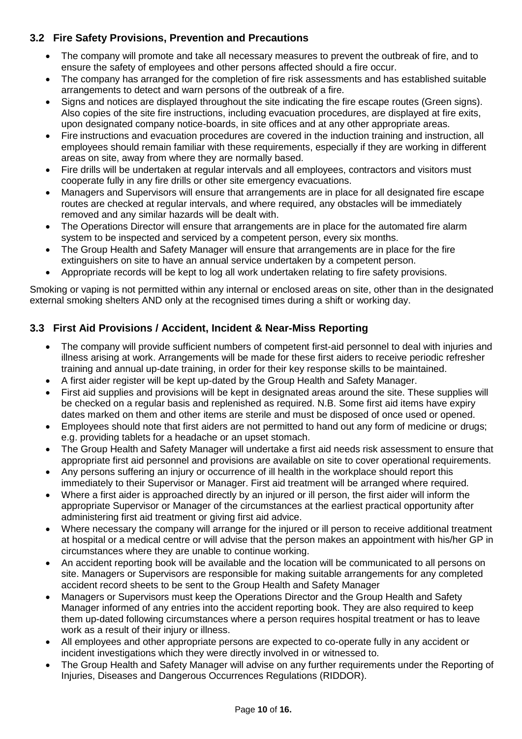### 3.2 Fire Safety Provisions, Prevention and Precautions

- The company will promote and take all necessary measures to prevent the outbreak of fire, and to ensure the safety of employees and other persons affected should a fire occur.
- The company has arranged for the completion of fire risk assessments and has established suitable arrangements to detect and warn persons of the outbreak of a fire.
- Signs and notices are displayed throughout the site indicating the fire escape routes (Green signs). Also copies of the site fire instructions, including evacuation procedures, are displayed at fire exits, upon designated company notice-boards, in site offices and at any other appropriate areas.
- Fire instructions and evacuation procedures are covered in the induction training and instruction, all employees should remain familiar with these requirements, especially if they are working in different areas on site, away from where they are normally based.
- Fire drills will be undertaken at regular intervals and all employees, contractors and visitors must cooperate fully in any fire drills or other site emergency evacuations.
- Managers and Supervisors will ensure that arrangements are in place for all designated fire escape routes are checked at regular intervals, and where required, any obstacles will be immediately removed and any similar hazards will be dealt with.
- The Operations Director will ensure that arrangements are in place for the automated fire alarm system to be inspected and serviced by a competent person, every six months.
- The Group Health and Safety Manager will ensure that arrangements are in place for the fire extinguishers on site to have an annual service undertaken by a competent person.
- Appropriate records will be kept to log all work undertaken relating to fire safety provisions.

Smoking or vaping is not permitted within any internal or enclosed areas on site, other than in the designated external smoking shelters AND only at the recognised times during a shift or working day.

### 3.3 First Aid Provisions / Accident, Incident & Near-Miss Reporting

- The company will provide sufficient numbers of competent first-aid personnel to deal with injuries and illness arising at work. Arrangements will be made for these first aiders to receive periodic refresher training and annual up-date training, in order for their key response skills to be maintained.
- A first aider register will be kept up-dated by the Group Health and Safety Manager.
- First aid supplies and provisions will be kept in designated areas around the site. These supplies will be checked on a regular basis and replenished as required. N.B. Some first aid items have expiry dates marked on them and other items are sterile and must be disposed of once used or opened.
- Employees should note that first aiders are not permitted to hand out any form of medicine or drugs; e.g. providing tablets for a headache or an upset stomach.
- The Group Health and Safety Manager will undertake a first aid needs risk assessment to ensure that appropriate first aid personnel and provisions are available on site to cover operational requirements.
- Any persons suffering an injury or occurrence of ill health in the workplace should report this immediately to their Supervisor or Manager. First aid treatment will be arranged where required.
- Where a first aider is approached directly by an injured or ill person, the first aider will inform the appropriate Supervisor or Manager of the circumstances at the earliest practical opportunity after administering first aid treatment or giving first aid advice.
- Where necessary the company will arrange for the injured or ill person to receive additional treatment at hospital or a medical centre or will advise that the person makes an appointment with his/her GP in circumstances where they are unable to continue working.
- An accident reporting book will be available and the location will be communicated to all persons on site. Managers or Supervisors are responsible for making suitable arrangements for any completed accident record sheets to be sent to the Group Health and Safety Manager
- Managers or Supervisors must keep the Operations Director and the Group Health and Safety Manager informed of any entries into the accident reporting book. They are also required to keep them up-dated following circumstances where a person requires hospital treatment or has to leave work as a result of their injury or illness.
- All employees and other appropriate persons are expected to co-operate fully in any accident or incident investigations which they were directly involved in or witnessed to.
- The Group Health and Safety Manager will advise on any further requirements under the Reporting of Injuries, Diseases and Dangerous Occurrences Regulations (RIDDOR).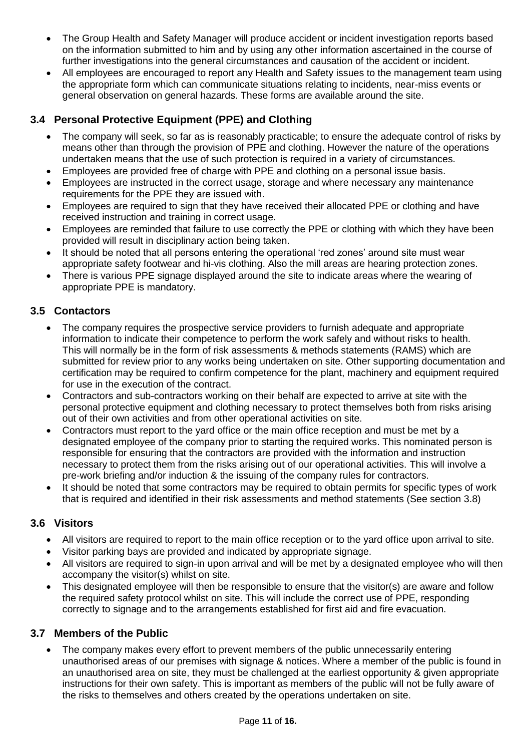- The Group Health and Safety Manager will produce accident or incident investigation reports based on the information submitted to him and by using any other information ascertained in the course of further investigations into the general circumstances and causation of the accident or incident.
- All employees are encouraged to report any Health and Safety issues to the management team using the appropriate form which can communicate situations relating to incidents, near-miss events or general observation on general hazards. These forms are available around the site.

### 3.4 Personal Protective Equipment (PPE) and Clothing

- The company will seek, so far as is reasonably practicable; to ensure the adequate control of risks by means other than through the provision of PPE and clothing. However the nature of the operations undertaken means that the use of such protection is required in a variety of circumstances.
- Employees are provided free of charge with PPE and clothing on a personal issue basis.
- Employees are instructed in the correct usage, storage and where necessary any maintenance requirements for the PPE they are issued with.
- Employees are required to sign that they have received their allocated PPE or clothing and have received instruction and training in correct usage.
- Employees are reminded that failure to use correctly the PPE or clothing with which they have been provided will result in disciplinary action being taken.
- It should be noted that all persons entering the operational 'red zones' around site must wear appropriate safety footwear and hi-vis clothing. Also the mill areas are hearing protection zones.
- There is various PPE signage displayed around the site to indicate areas where the wearing of appropriate PPE is mandatory.

### 3.5 Contactors

- The company requires the prospective service providers to furnish adequate and appropriate information to indicate their competence to perform the work safely and without risks to health. This will normally be in the form of risk assessments & methods statements (RAMS) which are submitted for review prior to any works being undertaken on site. Other supporting documentation and certification may be required to confirm competence for the plant, machinery and equipment required for use in the execution of the contract.
- Contractors and sub-contractors working on their behalf are expected to arrive at site with the personal protective equipment and clothing necessary to protect themselves both from risks arising out of their own activities and from other operational activities on site.
- Contractors must report to the yard office or the main office reception and must be met by a designated employee of the company prior to starting the required works. This nominated person is responsible for ensuring that the contractors are provided with the information and instruction necessary to protect them from the risks arising out of our operational activities. This will involve a pre-work briefing and/or induction & the issuing of the company rules for contractors.
- It should be noted that some contractors may be required to obtain permits for specific types of work that is required and identified in their risk assessments and method statements (See section 3.8)

### 3.6 Visitors

- All visitors are required to report to the main office reception or to the yard office upon arrival to site.
- Visitor parking bays are provided and indicated by appropriate signage.
- All visitors are required to sign-in upon arrival and will be met by a designated employee who will then accompany the visitor(s) whilst on site.
- This designated employee will then be responsible to ensure that the visitor(s) are aware and follow the required safety protocol whilst on site. This will include the correct use of PPE, responding correctly to signage and to the arrangements established for first aid and fire evacuation.

### 3.7 Members of the Public

- The company makes every effort to prevent members of the public unnecessarily entering unauthorised areas of our premises with signage & notices. Where a member of the public is found in an unauthorised area on site, they must be challenged at the earliest opportunity & given appropriate instructions for their own safety. This is important as members of the public will not be fully aware of the risks to themselves and others created by the operations undertaken on site.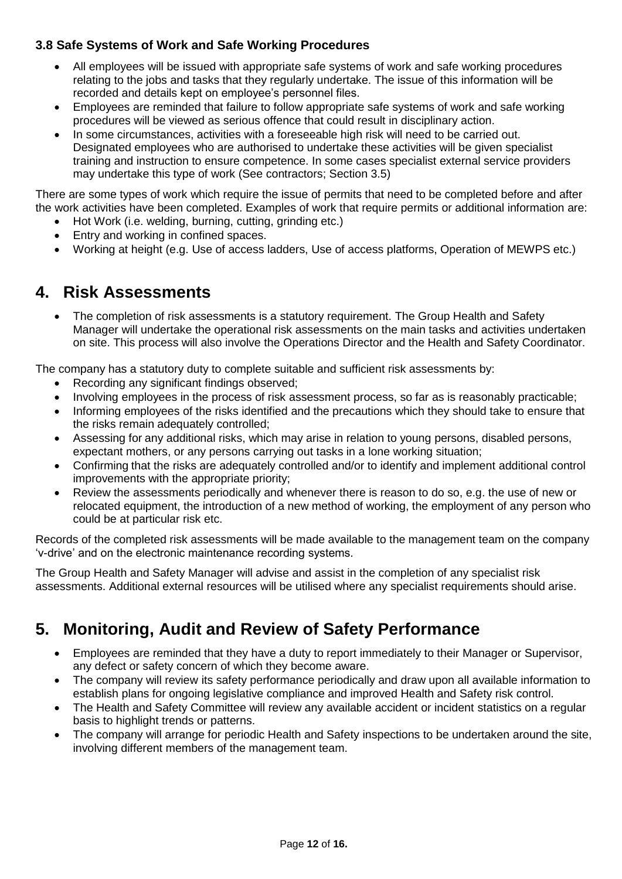### 3.8 Safe Systems of Work and Safe Working Procedures

- All employees will be issued with appropriate safe systems of work and safe working procedures relating to the jobs and tasks that they regularly undertake. The issue of this information will be recorded and details kept on employee's personnel files.
- Employees are reminded that failure to follow appropriate safe systems of work and safe working procedures will be viewed as serious offence that could result in disciplinary action.
- In some circumstances, activities with a foreseeable high risk will need to be carried out. Designated employees who are authorised to undertake these activities will be given specialist training and instruction to ensure competence. In some cases specialist external service providers may undertake this type of work (See contractors; Section 3.5)

There are some types of work which require the issue of permits that need to be completed before and after the work activities have been completed. Examples of work that require permits or additional information are:

- Hot Work (i.e. welding, burning, cutting, grinding etc.)
- Entry and working in confined spaces.
- Working at height (e.g. Use of access ladders, Use of access platforms, Operation of MEWPS etc.)

# 4. Risk Assessments

- The completion of risk assessments is a statutory requirement. The Group Health and Safety Manager will undertake the operational risk assessments on the main tasks and activities undertaken on site. This process will also involve the Operations Director and the Health and Safety Coordinator.

The company has a statutory duty to complete suitable and sufficient risk assessments by:

- Recording any significant findings observed;
- Involving employees in the process of risk assessment process, so far as is reasonably practicable;
- Informing employees of the risks identified and the precautions which they should take to ensure that the risks remain adequately controlled;
- Assessing for any additional risks, which may arise in relation to young persons, disabled persons, expectant mothers, or any persons carrying out tasks in a lone working situation;
- Confirming that the risks are adequately controlled and/or to identify and implement additional control improvements with the appropriate priority;
- Review the assessments periodically and whenever there is reason to do so, e.g. the use of new or relocated equipment, the introduction of a new method of working, the employment of any person who could be at particular risk etc.

Records of the completed risk assessments will be made available to the management team on the company 'v-drive' and on the electronic maintenance recording systems.

The Group Health and Safety Manager will advise and assist in the completion of any specialist risk assessments. Additional external resources will be utilised where any specialist requirements should arise.

# 5. Monitoring, Audit and Review of Safety Performance

- Employees are reminded that they have a duty to report immediately to their Manager or Supervisor, any defect or safety concern of which they become aware.
- The company will review its safety performance periodically and draw upon all available information to establish plans for ongoing legislative compliance and improved Health and Safety risk control.
- The Health and Safety Committee will review any available accident or incident statistics on a regular basis to highlight trends or patterns.
- The company will arrange for periodic Health and Safety inspections to be undertaken around the site, involving different members of the management team.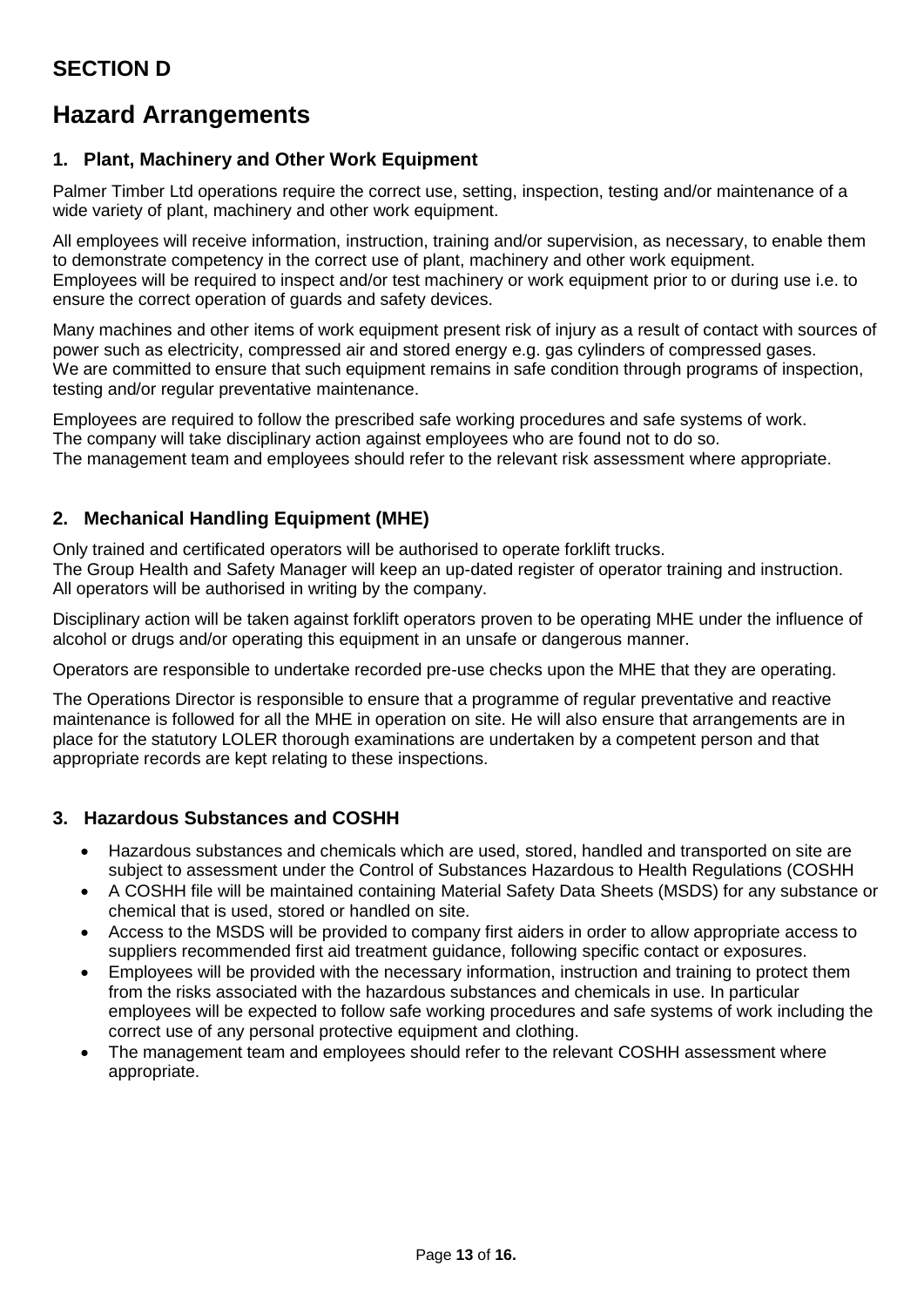## SECTION D

# Hazard Arrangements

### 1. Plant, Machinery and Other Work Equipment

Palmer Timber Ltd operations require the correct use, setting, inspection, testing and/or maintenance of a wide variety of plant, machinery and other work equipment.

All employees will receive information, instruction, training and/or supervision, as necessary, to enable them to demonstrate competency in the correct use of plant, machinery and other work equipment.
Employees will be required to inspect and/or test machinery or work equipment prior to or during use i.e. to ensure the correct operation of guards and safety devices.

Many machines and other items of work equipment present risk of injury as a result of contact with sources of power such as electricity, compressed air and stored energy e.g. gas cylinders of compressed gases.
We are committed to ensure that such equipment remains in safe condition through programs of inspection, testing and/or regular preventative maintenance.

Employees are required to follow the prescribed safe working procedures and safe systems of work.
The company will take disciplinary action against employees who are found not to do so.
The management team and employees should refer to the relevant risk assessment where appropriate.

### 2. Mechanical Handling Equipment (MHE)

Only trained and certificated operators will be authorised to operate forklift trucks.
The Group Health and Safety Manager will keep an up-dated register of operator training and instruction.
All operators will be authorised in writing by the company.

Disciplinary action will be taken against forklift operators proven to be operating MHE under the influence of alcohol or drugs and/or operating this equipment in an unsafe or dangerous manner.

Operators are responsible to undertake recorded pre-use checks upon the MHE that they are operating.

The Operations Director is responsible to ensure that a programme of regular preventative and reactive maintenance is followed for all the MHE in operation on site. He will also ensure that arrangements are in place for the statutory LOLER thorough examinations are undertaken by a competent person and that appropriate records are kept relating to these inspections.

### 3. Hazardous Substances and COSHH

- Hazardous substances and chemicals which are used, stored, handled and transported on site are subject to assessment under the Control of Substances Hazardous to Health Regulations (COSHH
- A COSHH file will be maintained containing Material Safety Data Sheets (MSDS) for any substance or chemical that is used, stored or handled on site.
- Access to the MSDS will be provided to company first aiders in order to allow appropriate access to suppliers recommended first aid treatment guidance, following specific contact or exposures.
- Employees will be provided with the necessary information, instruction and training to protect them from the risks associated with the hazardous substances and chemicals in use. In particular employees will be expected to follow safe working procedures and safe systems of work including the correct use of any personal protective equipment and clothing.
- The management team and employees should refer to the relevant COSHH assessment where appropriate.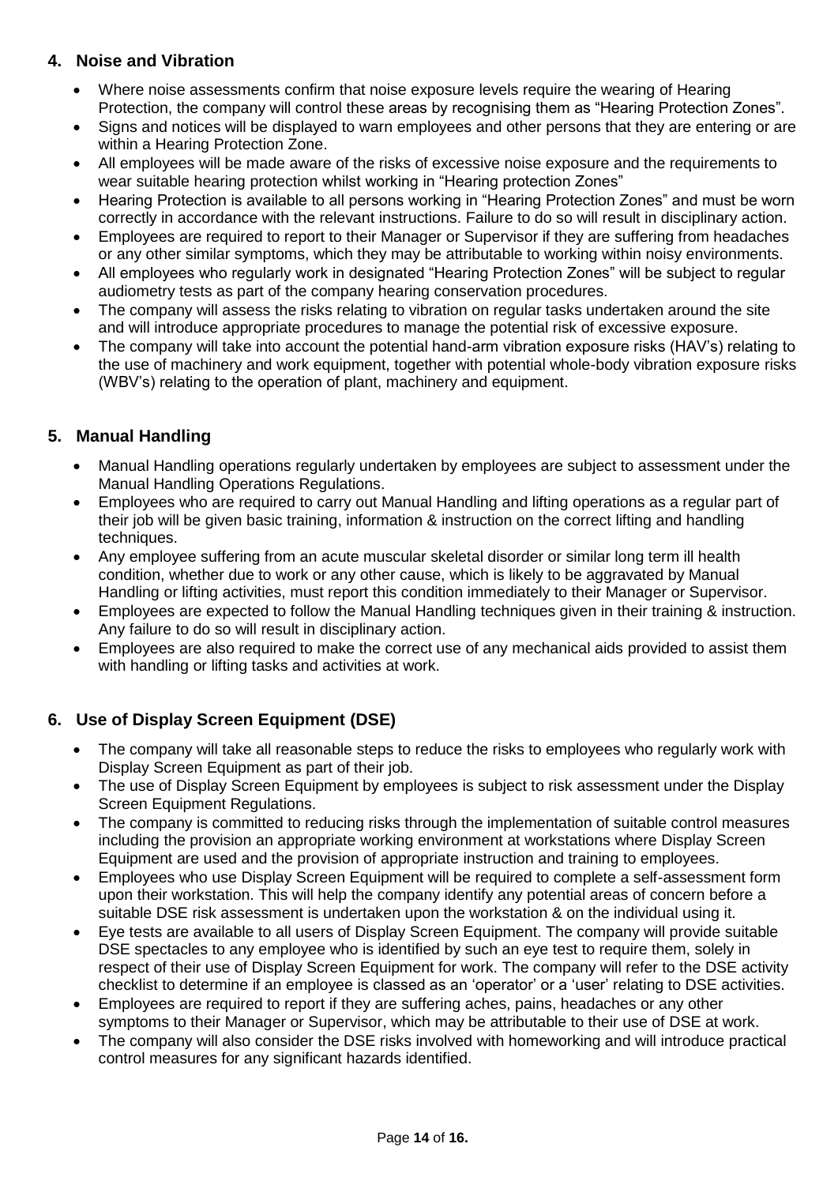## 4. Noise and Vibration

- Where noise assessments confirm that noise exposure levels require the wearing of Hearing Protection, the company will control these areas by recognising them as "Hearing Protection Zones".
- Signs and notices will be displayed to warn employees and other persons that they are entering or are within a Hearing Protection Zone.
- All employees will be made aware of the risks of excessive noise exposure and the requirements to wear suitable hearing protection whilst working in "Hearing protection Zones"
- Hearing Protection is available to all persons working in "Hearing Protection Zones" and must be worn correctly in accordance with the relevant instructions. Failure to do so will result in disciplinary action.
- Employees are required to report to their Manager or Supervisor if they are suffering from headaches or any other similar symptoms, which they may be attributable to working within noisy environments.
- All employees who regularly work in designated "Hearing Protection Zones" will be subject to regular audiometry tests as part of the company hearing conservation procedures.
- The company will assess the risks relating to vibration on regular tasks undertaken around the site and will introduce appropriate procedures to manage the potential risk of excessive exposure.
- The company will take into account the potential hand-arm vibration exposure risks (HAV's) relating to the use of machinery and work equipment, together with potential whole-body vibration exposure risks (WBV's) relating to the operation of plant, machinery and equipment.

## 5. Manual Handling

- Manual Handling operations regularly undertaken by employees are subject to assessment under the Manual Handling Operations Regulations.
- Employees who are required to carry out Manual Handling and lifting operations as a regular part of their job will be given basic training, information & instruction on the correct lifting and handling techniques.
- Any employee suffering from an acute muscular skeletal disorder or similar long term ill health condition, whether due to work or any other cause, which is likely to be aggravated by Manual Handling or lifting activities, must report this condition immediately to their Manager or Supervisor.
- Employees are expected to follow the Manual Handling techniques given in their training & instruction. Any failure to do so will result in disciplinary action.
- Employees are also required to make the correct use of any mechanical aids provided to assist them with handling or lifting tasks and activities at work.

## 6. Use of Display Screen Equipment (DSE)

- The company will take all reasonable steps to reduce the risks to employees who regularly work with Display Screen Equipment as part of their job.
- The use of Display Screen Equipment by employees is subject to risk assessment under the Display Screen Equipment Regulations.
- The company is committed to reducing risks through the implementation of suitable control measures including the provision an appropriate working environment at workstations where Display Screen Equipment are used and the provision of appropriate instruction and training to employees.
- Employees who use Display Screen Equipment will be required to complete a self-assessment form upon their workstation. This will help the company identify any potential areas of concern before a suitable DSE risk assessment is undertaken upon the workstation & on the individual using it.
- Eye tests are available to all users of Display Screen Equipment. The company will provide suitable DSE spectacles to any employee who is identified by such an eye test to require them, solely in respect of their use of Display Screen Equipment for work. The company will refer to the DSE activity checklist to determine if an employee is classed as an 'operator' or a 'user' relating to DSE activities.
- Employees are required to report if they are suffering aches, pains, headaches or any other symptoms to their Manager or Supervisor, which may be attributable to their use of DSE at work.
- The company will also consider the DSE risks involved with homeworking and will introduce practical control measures for any significant hazards identified.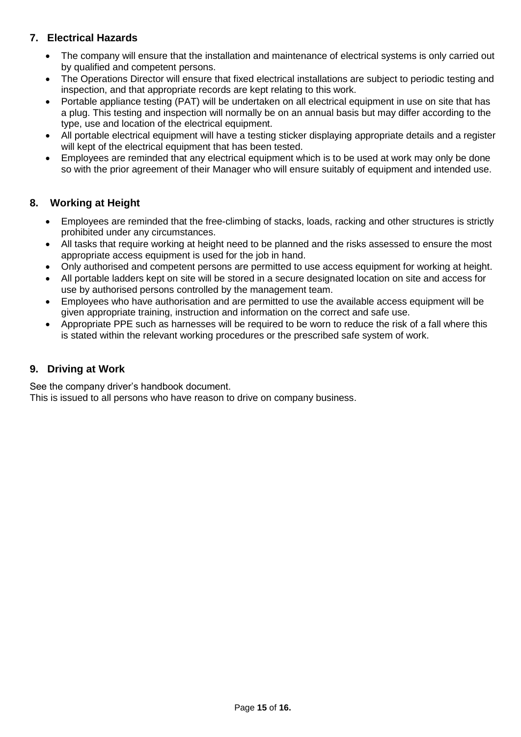## 7. Electrical Hazards

- The company will ensure that the installation and maintenance of electrical systems is only carried out by qualified and competent persons.
- The Operations Director will ensure that fixed electrical installations are subject to periodic testing and inspection, and that appropriate records are kept relating to this work.
- Portable appliance testing (PAT) will be undertaken on all electrical equipment in use on site that has a plug. This testing and inspection will normally be on an annual basis but may differ according to the type, use and location of the electrical equipment.
- All portable electrical equipment will have a testing sticker displaying appropriate details and a register will kept of the electrical equipment that has been tested.
- Employees are reminded that any electrical equipment which is to be used at work may only be done so with the prior agreement of their Manager who will ensure suitably of equipment and intended use.

## 8. Working at Height

- Employees are reminded that the free-climbing of stacks, loads, racking and other structures is strictly prohibited under any circumstances.
- All tasks that require working at height need to be planned and the risks assessed to ensure the most appropriate access equipment is used for the job in hand.
- Only authorised and competent persons are permitted to use access equipment for working at height.
- All portable ladders kept on site will be stored in a secure designated location on site and access for use by authorised persons controlled by the management team.
- Employees who have authorisation and are permitted to use the available access equipment will be given appropriate training, instruction and information on the correct and safe use.
- Appropriate PPE such as harnesses will be required to be worn to reduce the risk of a fall where this is stated within the relevant working procedures or the prescribed safe system of work.

## 9. Driving at Work

See the company driver's handbook document.
This is issued to all persons who have reason to drive on company business.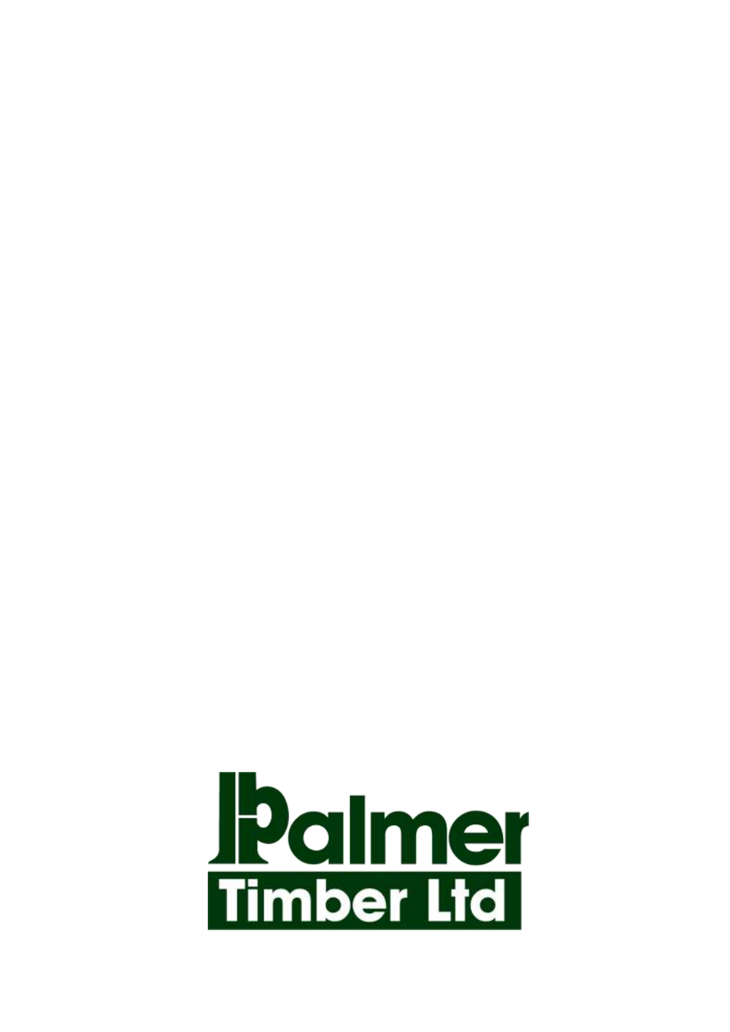Palmer

Timber Ltd